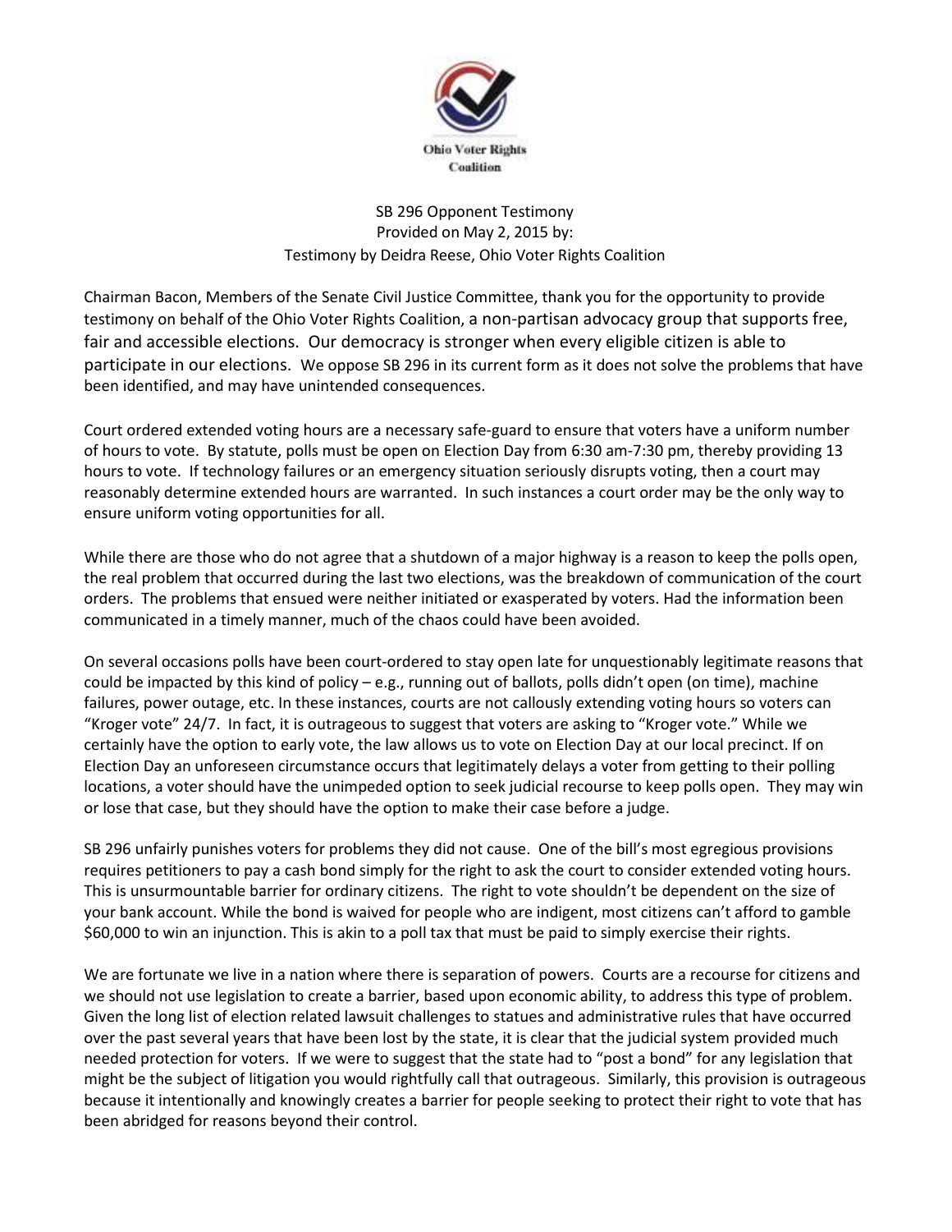Ohio Voter Rights Coalition

SB 296 Opponent Testimony
Provided on May 2, 2015 by:
Testimony by Deidra Reese, Ohio Voter Rights Coalition

Chairman Bacon, Members of the Senate Civil Justice Committee, thank you for the opportunity to provide testimony on behalf of the Ohio Voter Rights Coalition, a non-partisan advocacy group that supports free, fair and accessible elections. Our democracy is stronger when every eligible citizen is able to participate in our elections. We oppose SB 296 in its current form as it does not solve the problems that have been identified, and may have unintended consequences.

Court ordered extended voting hours are a necessary safe-guard to ensure that voters have a uniform number of hours to vote. By statute, polls must be open on Election Day from 6:30 am-7:30 pm, thereby providing 13 hours to vote. If technology failures or an emergency situation seriously disrupts voting, then a court may reasonably determine extended hours are warranted. In such instances a court order may be the only way to ensure uniform voting opportunities for all.

While there are those who do not agree that a shutdown of a major highway is a reason to keep the polls open, the real problem that occurred during the last two elections, was the breakdown of communication of the court orders. The problems that ensued were neither initiated or exasperated by voters. Had the information been communicated in a timely manner, much of the chaos could have been avoided.

On several occasions polls have been court-ordered to stay open late for unquestionably legitimate reasons that could be impacted by this kind of policy – e.g., running out of ballots, polls didn't open (on time), machine failures, power outage, etc. In these instances, courts are not callously extending voting hours so voters can "Kroger vote" 24/7. In fact, it is outrageous to suggest that voters are asking to "Kroger vote." While we certainly have the option to early vote, the law allows us to vote on Election Day at our local precinct. If on Election Day an unforeseen circumstance occurs that legitimately delays a voter from getting to their polling locations, a voter should have the unimpeded option to seek judicial recourse to keep polls open. They may win or lose that case, but they should have the option to make their case before a judge.

SB 296 unfairly punishes voters for problems they did not cause. One of the bill's most egregious provisions requires petitioners to pay a cash bond simply for the right to ask the court to consider extended voting hours. This is unsurmountable barrier for ordinary citizens. The right to vote shouldn't be dependent on the size of your bank account. While the bond is waived for people who are indigent, most citizens can't afford to gamble $60,000 to win an injunction. This is akin to a poll tax that must be paid to simply exercise their rights.

We are fortunate we live in a nation where there is separation of powers. Courts are a recourse for citizens and we should not use legislation to create a barrier, based upon economic ability, to address this type of problem. Given the long list of election related lawsuit challenges to statues and administrative rules that have occurred over the past several years that have been lost by the state, it is clear that the judicial system provided much needed protection for voters. If we were to suggest that the state had to "post a bond" for any legislation that might be the subject of litigation you would rightfully call that outrageous. Similarly, this provision is outrageous because it intentionally and knowingly creates a barrier for people seeking to protect their right to vote that has been abridged for reasons beyond their control.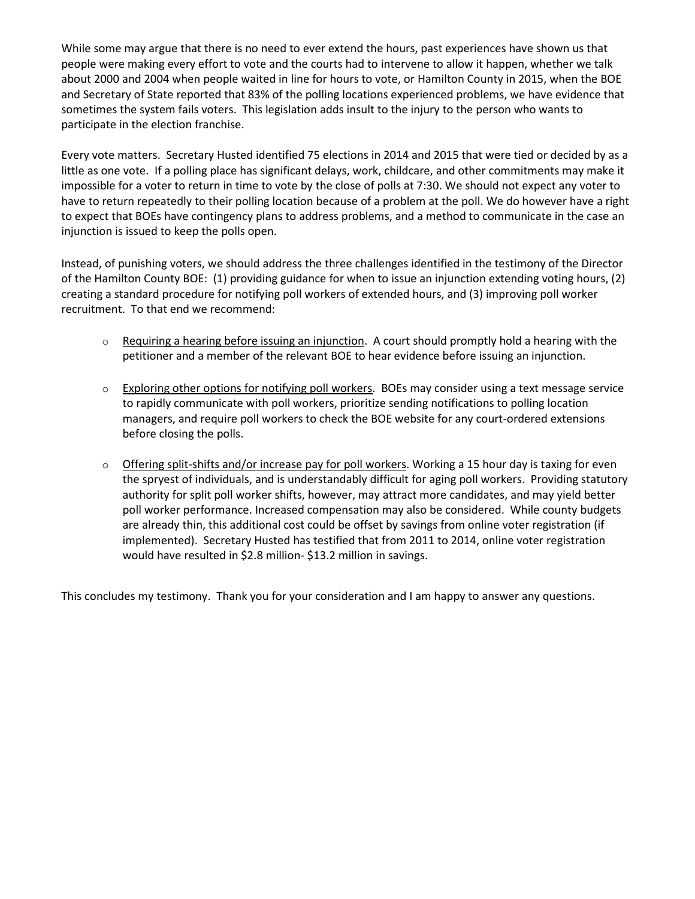While some may argue that there is no need to ever extend the hours, past experiences have shown us that people were making every effort to vote and the courts had to intervene to allow it happen, whether we talk about 2000 and 2004 when people waited in line for hours to vote, or Hamilton County in 2015, when the BOE and Secretary of State reported that 83% of the polling locations experienced problems, we have evidence that sometimes the system fails voters. This legislation adds insult to the injury to the person who wants to participate in the election franchise.

Every vote matters. Secretary Husted identified 75 elections in 2014 and 2015 that were tied or decided by as a little as one vote. If a polling place has significant delays, work, childcare, and other commitments may make it impossible for a voter to return in time to vote by the close of polls at 7:30. We should not expect any voter to have to return repeatedly to their polling location because of a problem at the poll. We do however have a right to expect that BOEs have contingency plans to address problems, and a method to communicate in the case an injunction is issued to keep the polls open.

Instead, of punishing voters, we should address the three challenges identified in the testimony of the Director of the Hamilton County BOE: (1) providing guidance for when to issue an injunction extending voting hours, (2) creating a standard procedure for notifying poll workers of extended hours, and (3) improving poll worker recruitment. To that end we recommend:

- Requiring a hearing before issuing an injunction. A court should promptly hold a hearing with the petitioner and a member of the relevant BOE to hear evidence before issuing an injunction.

- Exploring other options for notifying poll workers. BOEs may consider using a text message service to rapidly communicate with poll workers, prioritize sending notifications to polling location managers, and require poll workers to check the BOE website for any court-ordered extensions before closing the polls.

- Offering split-shifts and/or increase pay for poll workers. Working a 15 hour day is taxing for even the spryest of individuals, and is understandably difficult for aging poll workers. Providing statutory authority for split poll worker shifts, however, may attract more candidates, and may yield better poll worker performance. Increased compensation may also be considered. While county budgets are already thin, this additional cost could be offset by savings from online voter registration (if implemented). Secretary Husted has testified that from 2011 to 2014, online voter registration would have resulted in $2.8 million- $13.2 million in savings.

This concludes my testimony. Thank you for your consideration and I am happy to answer any questions.